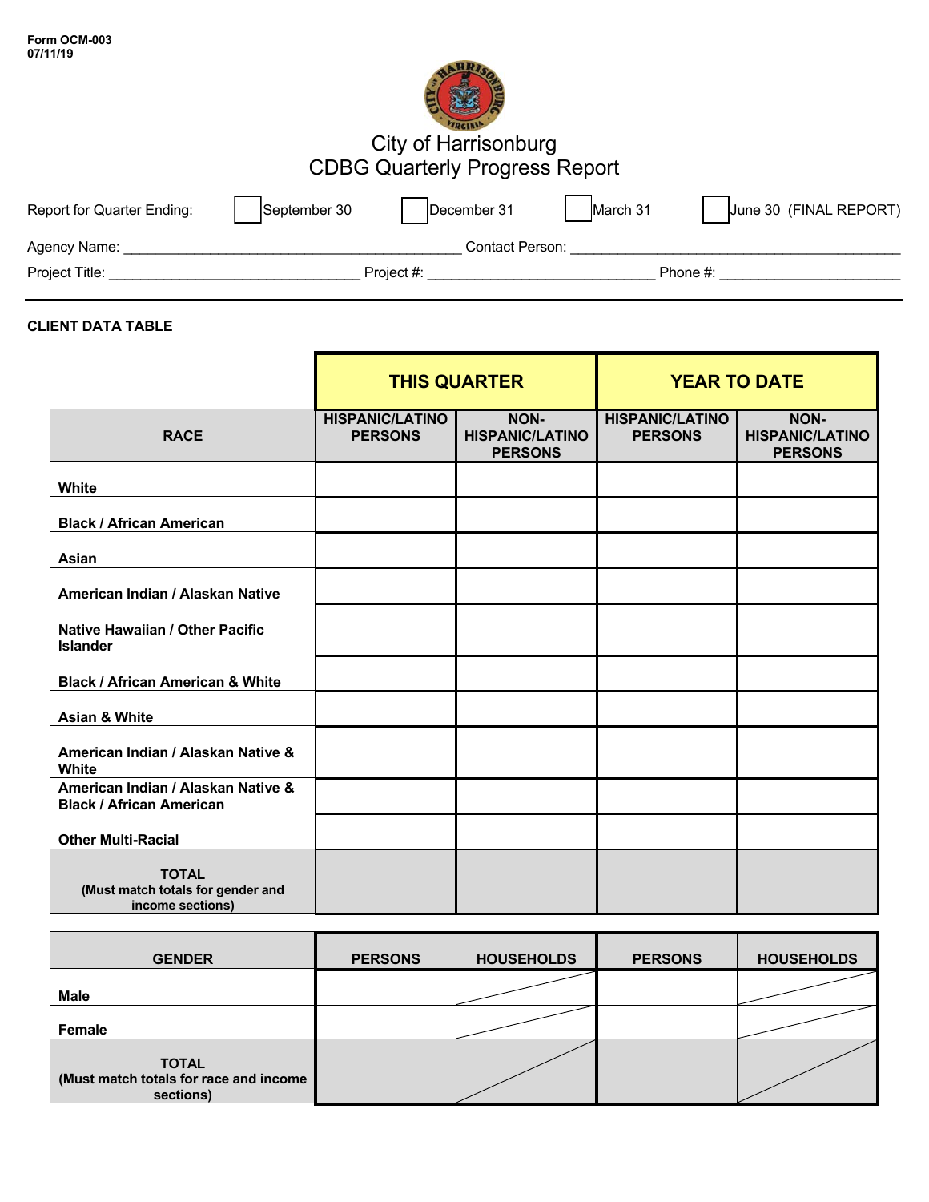Form OCM-003
07/11/19

# City of Harrisonburg
## CDBG Quarterly Progress Report

Report for Quarter Ending: ☐ September 30 ☐ December 31 ☐ March 31 ☐ June 30 (FINAL REPORT)

Agency Name: ______________________________ Contact Person: ______________________________

Project Title: ______________________ Project #: ____________________ Phone #: ________________

**CLIENT DATA TABLE**

| RACE | THIS QUARTER | | YEAR TO DATE | |
|---|---|---|---|---|
| | **HISPANIC/LATINO PERSONS** | **NON-HISPANIC/LATINO PERSONS** | **HISPANIC/LATINO PERSONS** | **NON-HISPANIC/LATINO PERSONS** |
| **White** | | | | |
| **Black / African American** | | | | |
| **Asian** | | | | |
| **American Indian / Alaskan Native** | | | | |
| **Native Hawaiian / Other Pacific Islander** | | | | |
| **Black / African American & White** | | | | |
| **Asian & White** | | | | |
| **American Indian / Alaskan Native & White** | | | | |
| **American Indian / Alaskan Native & Black / African American** | | | | |
| **Other Multi-Racial** | | | | |
| **TOTAL** (Must match totals for gender and income sections) | | | | |

| GENDER | PERSONS | HOUSEHOLDS | PERSONS | HOUSEHOLDS |
|---|---|---|---|---|
| **Male** | | | | |
| **Female** | | | | |
| **TOTAL** (Must match totals for race and income sections) | | | | |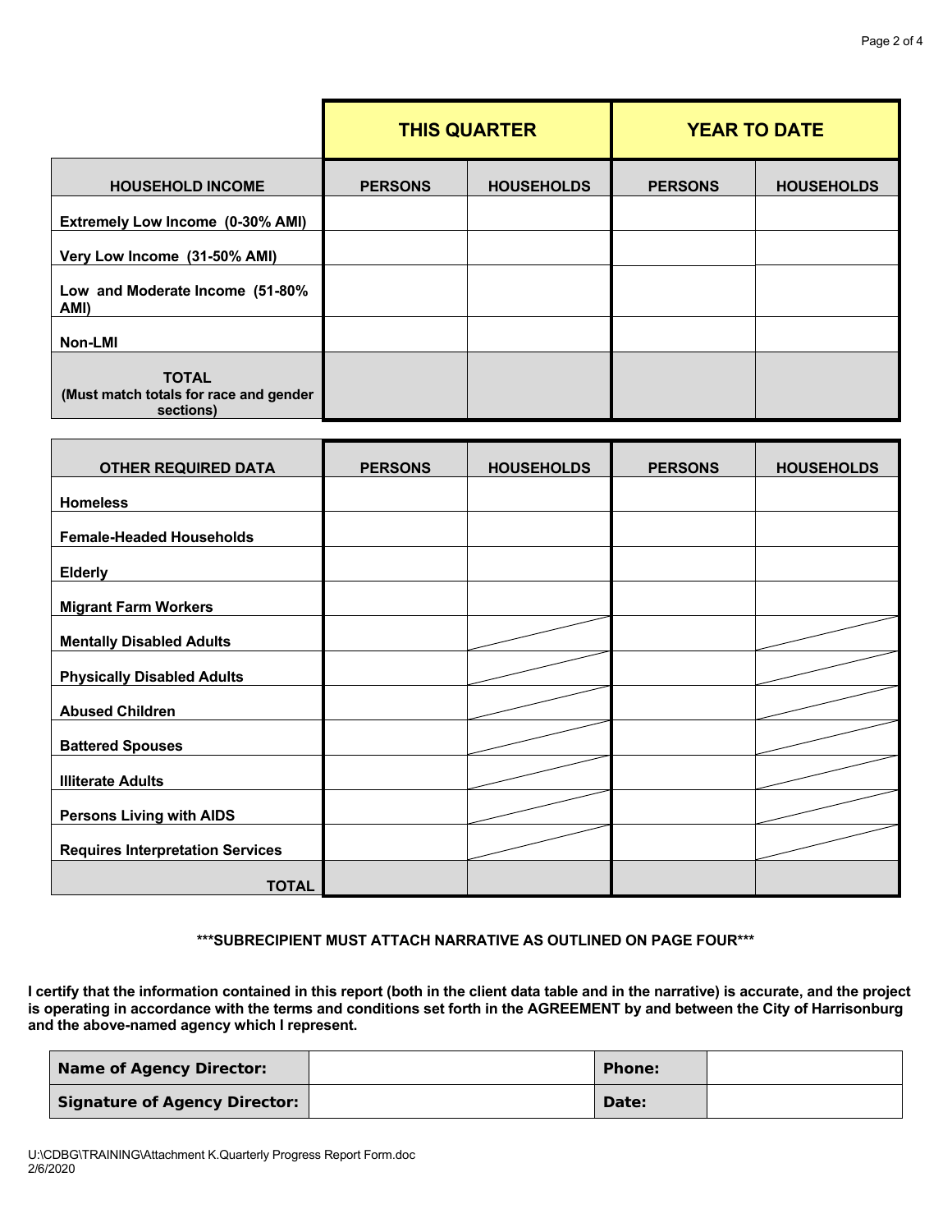| | THIS QUARTER | | YEAR TO DATE | |
|---|---|---|---|---|
| **HOUSEHOLD INCOME** | **PERSONS** | **HOUSEHOLDS** | **PERSONS** | **HOUSEHOLDS** |
| **Extremely Low Income (0-30% AMI)** | | | | |
| **Very Low Income (31-50% AMI)** | | | | |
| **Low and Moderate Income (51-80% AMI)** | | | | |
| **Non-LMI** | | | | |
| **TOTAL (Must match totals for race and gender sections)** | | | | |

| OTHER REQUIRED DATA | PERSONS | HOUSEHOLDS | PERSONS | HOUSEHOLDS |
|---|---|---|---|---|
| **Homeless** | | | | |
| **Female-Headed Households** | | | | |
| **Elderly** | | | | |
| **Migrant Farm Workers** | | | | |
| **Mentally Disabled Adults** | | | | |
| **Physically Disabled Adults** | | | | |
| **Abused Children** | | | | |
| **Battered Spouses** | | | | |
| **Illiterate Adults** | | | | |
| **Persons Living with AIDS** | | | | |
| **Requires Interpretation Services** | | | | |
| **TOTAL** | | | | |

**\*\*\*SUBRECIPIENT MUST ATTACH NARRATIVE AS OUTLINED ON PAGE FOUR\*\*\***

**I certify that the information contained in this report (both in the client data table and in the narrative) is accurate, and the project is operating in accordance with the terms and conditions set forth in the AGREEMENT by and between the City of Harrisonburg and the above-named agency which I represent.**

| | | | |
|---|---|---|---|
| **Name of Agency Director:** | | **Phone:** | |
| **Signature of Agency Director:** | | **Date:** | |

U:\CDBG\TRAINING\Attachment K.Quarterly Progress Report Form.doc
2/6/2020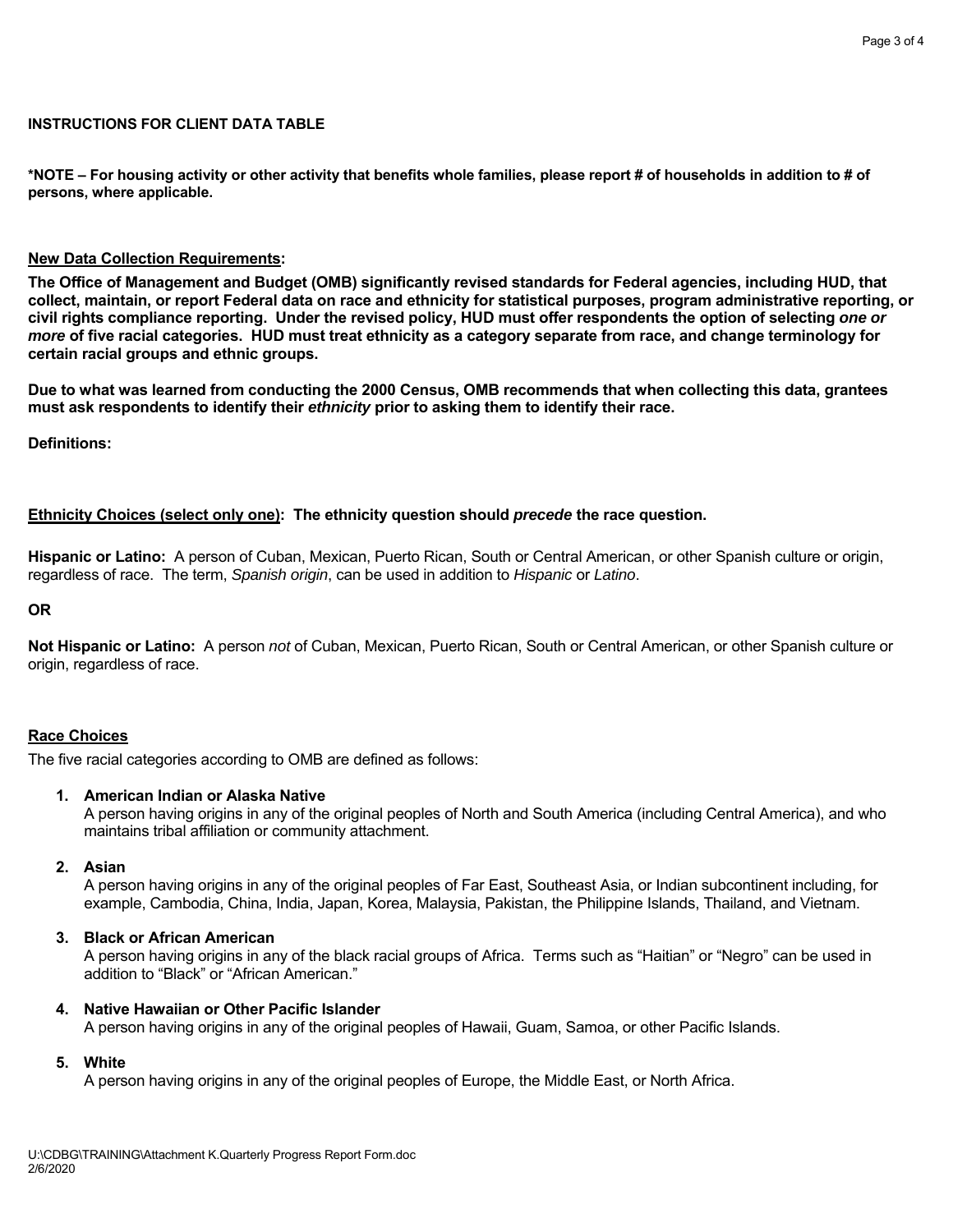**INSTRUCTIONS FOR CLIENT DATA TABLE**

***NOTE – For housing activity or other activity that benefits whole families, please report # of households in addition to # of persons, where applicable.**

**<u>New Data Collection Requirements</u>:**

**The Office of Management and Budget (OMB) significantly revised standards for Federal agencies, including HUD, that collect, maintain, or report Federal data on race and ethnicity for statistical purposes, program administrative reporting, or civil rights compliance reporting. Under the revised policy, HUD must offer respondents the option of selecting *one or more* of five racial categories. HUD must treat ethnicity as a category separate from race, and change terminology for certain racial groups and ethnic groups.**

**Due to what was learned from conducting the 2000 Census, OMB recommends that when collecting this data, grantees must ask respondents to identify their *ethnicity* prior to asking them to identify their race.**

**Definitions:**

**<u>Ethnicity Choices (select only one)</u>: The ethnicity question should *precede* the race question.**

**Hispanic or Latino:** A person of Cuban, Mexican, Puerto Rican, South or Central American, or other Spanish culture or origin, regardless of race. The term, *Spanish origin*, can be used in addition to *Hispanic* or *Latino*.

**OR**

**Not Hispanic or Latino:** A person *not* of Cuban, Mexican, Puerto Rican, South or Central American, or other Spanish culture or origin, regardless of race.

**<u>Race Choices</u>**

The five racial categories according to OMB are defined as follows:

1. **American Indian or Alaska Native**
   A person having origins in any of the original peoples of North and South America (including Central America), and who maintains tribal affiliation or community attachment.

2. **Asian**
   A person having origins in any of the original peoples of Far East, Southeast Asia, or Indian subcontinent including, for example, Cambodia, China, India, Japan, Korea, Malaysia, Pakistan, the Philippine Islands, Thailand, and Vietnam.

3. **Black or African American**
   A person having origins in any of the black racial groups of Africa. Terms such as "Haitian" or "Negro" can be used in addition to "Black" or "African American."

4. **Native Hawaiian or Other Pacific Islander**
   A person having origins in any of the original peoples of Hawaii, Guam, Samoa, or other Pacific Islands.

5. **White**
   A person having origins in any of the original peoples of Europe, the Middle East, or North Africa.

U:\CDBG\TRAINING\Attachment K.Quarterly Progress Report Form.doc
2/6/2020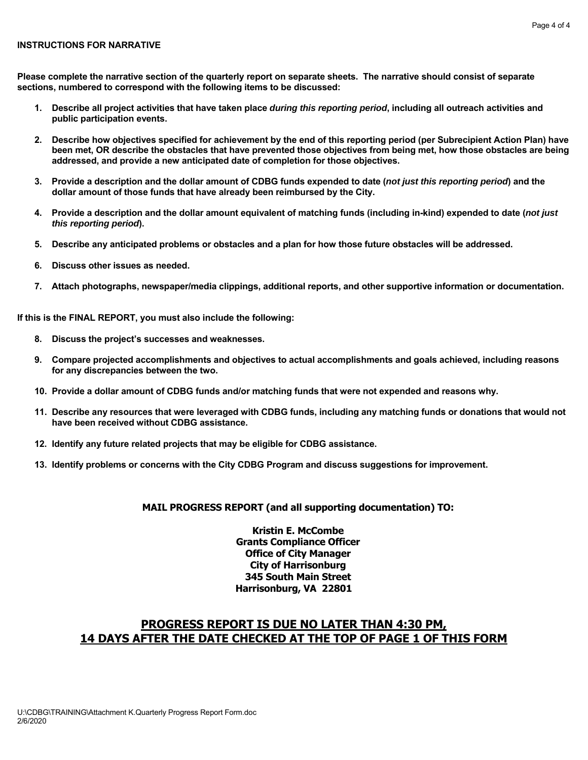## INSTRUCTIONS FOR NARRATIVE

**Please complete the narrative section of the quarterly report on separate sheets. The narrative should consist of separate sections, numbered to correspond with the following items to be discussed:**

1. **Describe all project activities that have taken place *during this reporting period*, including all outreach activities and public participation events.**
2. **Describe how objectives specified for achievement by the end of this reporting period (per Subrecipient Action Plan) have been met, OR describe the obstacles that have prevented those objectives from being met, how those obstacles are being addressed, and provide a new anticipated date of completion for those objectives.**
3. **Provide a description and the dollar amount of CDBG funds expended to date (*not just this reporting period*) and the dollar amount of those funds that have already been reimbursed by the City.**
4. **Provide a description and the dollar amount equivalent of matching funds (including in-kind) expended to date (*not just this reporting period*).**
5. **Describe any anticipated problems or obstacles and a plan for how those future obstacles will be addressed.**
6. **Discuss other issues as needed.**
7. **Attach photographs, newspaper/media clippings, additional reports, and other supportive information or documentation.**

**If this is the FINAL REPORT, you must also include the following:**

8. **Discuss the project's successes and weaknesses.**
9. **Compare projected accomplishments and objectives to actual accomplishments and goals achieved, including reasons for any discrepancies between the two.**
10. **Provide a dollar amount of CDBG funds and/or matching funds that were not expended and reasons why.**
11. **Describe any resources that were leveraged with CDBG funds, including any matching funds or donations that would not have been received without CDBG assistance.**
12. **Identify any future related projects that may be eligible for CDBG assistance.**
13. **Identify problems or concerns with the City CDBG Program and discuss suggestions for improvement.**

**MAIL PROGRESS REPORT (and all supporting documentation) TO:**

**Kristin E. McCombe**
**Grants Compliance Officer**
**Office of City Manager**
**City of Harrisonburg**
**345 South Main Street**
**Harrisonburg, VA 22801**

**PROGRESS REPORT IS DUE NO LATER THAN 4:30 PM,**
**14 DAYS AFTER THE DATE CHECKED AT THE TOP OF PAGE 1 OF THIS FORM**

U:\CDBG\TRAINING\Attachment K.Quarterly Progress Report Form.doc
2/6/2020